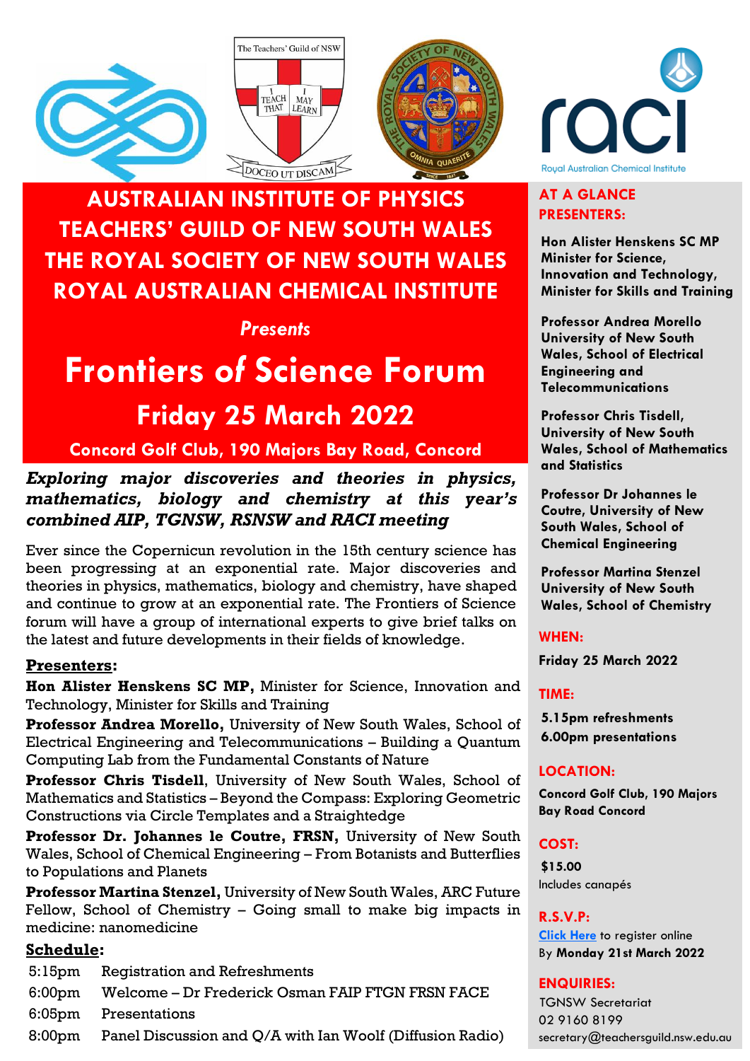# AUSTRALIAN INSTITUTE OF PHYSICS
# TEACHERS' GUILD OF NEW SOUTH WALES
# THE ROYAL SOCIETY OF NEW SOUTH WALES
# ROYAL AUSTRALIAN CHEMICAL INSTITUTE

*Presents*

# Frontiers of Science Forum

## Friday 25 March 2022

### Concord Golf Club, 190 Majors Bay Road, Concord

***Exploring major discoveries and theories in physics, mathematics, biology and chemistry at this year's combined AIP, TGNSW, RSNSW and RACI meeting***

Ever since the Copernicun revolution in the 15th century science has been progressing at an exponential rate. Major discoveries and theories in physics, mathematics, biology and chemistry, have shaped and continue to grow at an exponential rate. The Frontiers of Science forum will have a group of international experts to give brief talks on the latest and future developments in their fields of knowledge.

**Presenters:**

**Hon Alister Henskens SC MP,** Minister for Science, Innovation and Technology, Minister for Skills and Training

**Professor Andrea Morello,** University of New South Wales, School of Electrical Engineering and Telecommunications – Building a Quantum Computing Lab from the Fundamental Constants of Nature

**Professor Chris Tisdell**, University of New South Wales, School of Mathematics and Statistics – Beyond the Compass: Exploring Geometric Constructions via Circle Templates and a Straightedge

**Professor Dr. Johannes le Coutre, FRSN,** University of New South Wales, School of Chemical Engineering – From Botanists and Butterflies to Populations and Planets

**Professor Martina Stenzel,** University of New South Wales, ARC Future Fellow, School of Chemistry – Going small to make big impacts in medicine: nanomedicine

**Schedule:**

| | |
|---|---|
| 5:15pm | Registration and Refreshments |
| 6:00pm | Welcome – Dr Frederick Osman FAIP FTGN FRSN FACE |
| 6:05pm | Presentations |
| 8:00pm | Panel Discussion and Q/A with Ian Woolf (Diffusion Radio) |

## AT A GLANCE

**PRESENTERS:**

**Hon Alister Henskens SC MP Minister for Science, Innovation and Technology, Minister for Skills and Training**

**Professor Andrea Morello University of New South Wales, School of Electrical Engineering and Telecommunications**

**Professor Chris Tisdell, University of New South Wales, School of Mathematics and Statistics**

**Professor Dr Johannes le Coutre, University of New South Wales, School of Chemical Engineering**

**Professor Martina Stenzel University of New South Wales, School of Chemistry**

**WHEN:**

**Friday 25 March 2022**

**TIME:**

**5.15pm refreshments**
**6.00pm presentations**

**LOCATION:**

**Concord Golf Club, 190 Majors Bay Road Concord**

**COST:**

**$15.00**
Includes canapés

**R.S.V.P:**

Click Here to register online
By **Monday 21st March 2022**

**ENQUIRIES:**

TGNSW Secretariat
02 9160 8199
secretary@teachersguild.nsw.edu.au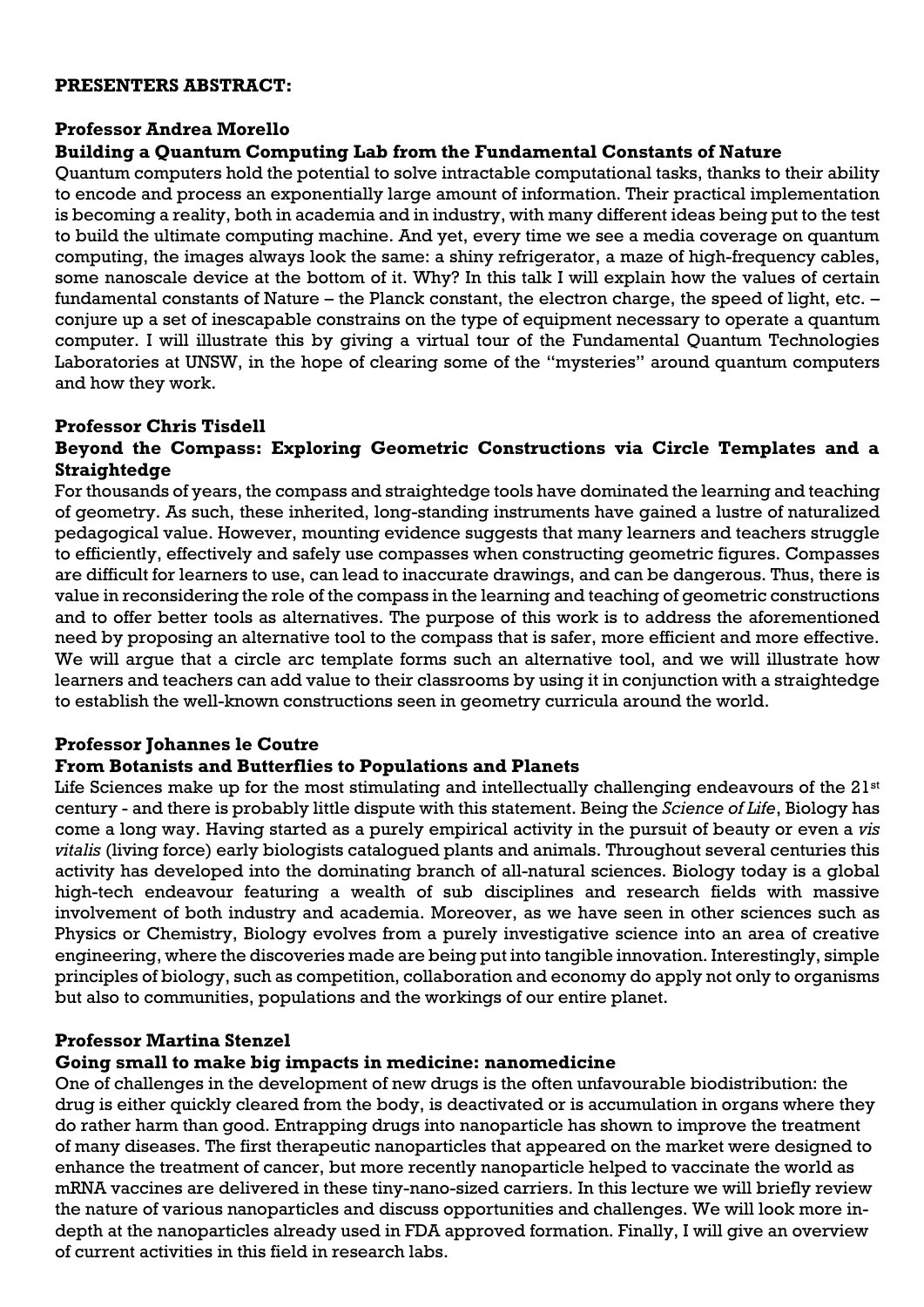## PRESENTERS ABSTRACT:

### Professor Andrea Morello

**Building a Quantum Computing Lab from the Fundamental Constants of Nature**

Quantum computers hold the potential to solve intractable computational tasks, thanks to their ability to encode and process an exponentially large amount of information. Their practical implementation is becoming a reality, both in academia and in industry, with many different ideas being put to the test to build the ultimate computing machine. And yet, every time we see a media coverage on quantum computing, the images always look the same: a shiny refrigerator, a maze of high-frequency cables, some nanoscale device at the bottom of it. Why? In this talk I will explain how the values of certain fundamental constants of Nature – the Planck constant, the electron charge, the speed of light, etc. – conjure up a set of inescapable constrains on the type of equipment necessary to operate a quantum computer. I will illustrate this by giving a virtual tour of the Fundamental Quantum Technologies Laboratories at UNSW, in the hope of clearing some of the "mysteries" around quantum computers and how they work.

### Professor Chris Tisdell

**Beyond the Compass: Exploring Geometric Constructions via Circle Templates and a Straightedge**

For thousands of years, the compass and straightedge tools have dominated the learning and teaching of geometry. As such, these inherited, long-standing instruments have gained a lustre of naturalized pedagogical value. However, mounting evidence suggests that many learners and teachers struggle to efficiently, effectively and safely use compasses when constructing geometric figures. Compasses are difficult for learners to use, can lead to inaccurate drawings, and can be dangerous. Thus, there is value in reconsidering the role of the compass in the learning and teaching of geometric constructions and to offer better tools as alternatives. The purpose of this work is to address the aforementioned need by proposing an alternative tool to the compass that is safer, more efficient and more effective. We will argue that a circle arc template forms such an alternative tool, and we will illustrate how learners and teachers can add value to their classrooms by using it in conjunction with a straightedge to establish the well-known constructions seen in geometry curricula around the world.

### Professor Johannes le Coutre

**From Botanists and Butterflies to Populations and Planets**

Life Sciences make up for the most stimulating and intellectually challenging endeavours of the 21st century - and there is probably little dispute with this statement. Being the *Science of Life*, Biology has come a long way. Having started as a purely empirical activity in the pursuit of beauty or even a *vis vitalis* (living force) early biologists catalogued plants and animals. Throughout several centuries this activity has developed into the dominating branch of all-natural sciences. Biology today is a global high-tech endeavour featuring a wealth of sub disciplines and research fields with massive involvement of both industry and academia. Moreover, as we have seen in other sciences such as Physics or Chemistry, Biology evolves from a purely investigative science into an area of creative engineering, where the discoveries made are being put into tangible innovation. Interestingly, simple principles of biology, such as competition, collaboration and economy do apply not only to organisms but also to communities, populations and the workings of our entire planet.

### Professor Martina Stenzel

**Going small to make big impacts in medicine: nanomedicine**

One of challenges in the development of new drugs is the often unfavourable biodistribution: the drug is either quickly cleared from the body, is deactivated or is accumulation in organs where they do rather harm than good. Entrapping drugs into nanoparticle has shown to improve the treatment of many diseases. The first therapeutic nanoparticles that appeared on the market were designed to enhance the treatment of cancer, but more recently nanoparticle helped to vaccinate the world as mRNA vaccines are delivered in these tiny-nano-sized carriers. In this lecture we will briefly review the nature of various nanoparticles and discuss opportunities and challenges. We will look more in-depth at the nanoparticles already used in FDA approved formation. Finally, I will give an overview of current activities in this field in research labs.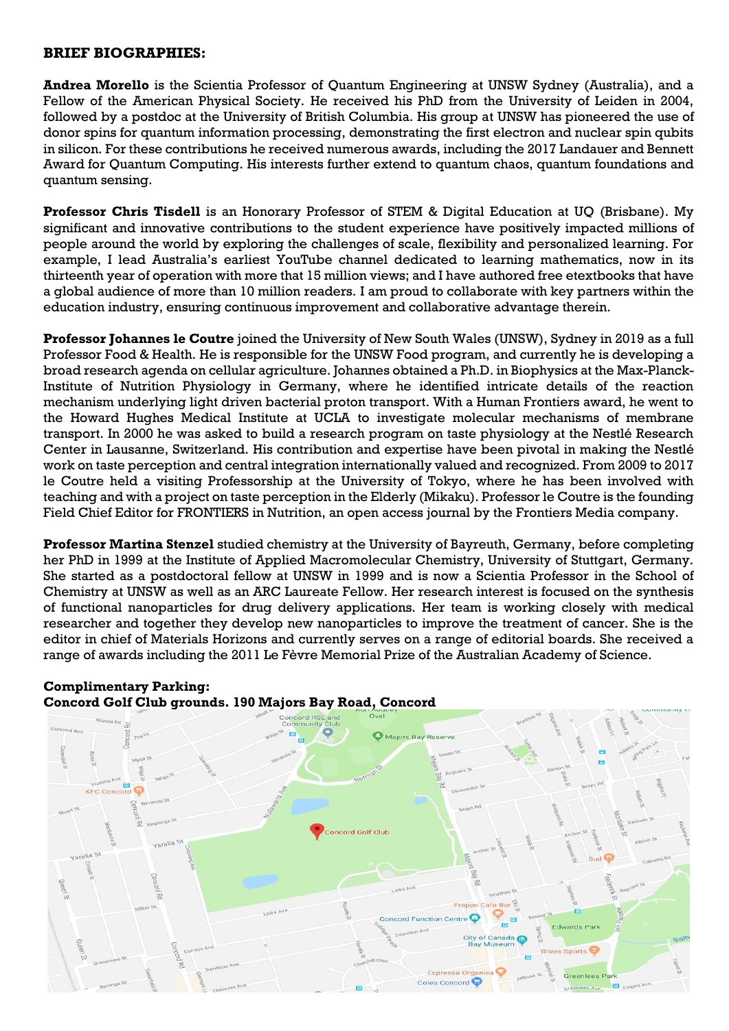## BRIEF BIOGRAPHIES:

**Andrea Morello** is the Scientia Professor of Quantum Engineering at UNSW Sydney (Australia), and a Fellow of the American Physical Society. He received his PhD from the University of Leiden in 2004, followed by a postdoc at the University of British Columbia. His group at UNSW has pioneered the use of donor spins for quantum information processing, demonstrating the first electron and nuclear spin qubits in silicon. For these contributions he received numerous awards, including the 2017 Landauer and Bennett Award for Quantum Computing. His interests further extend to quantum chaos, quantum foundations and quantum sensing.

**Professor Chris Tisdell** is an Honorary Professor of STEM & Digital Education at UQ (Brisbane). My significant and innovative contributions to the student experience have positively impacted millions of people around the world by exploring the challenges of scale, flexibility and personalized learning. For example, I lead Australia's earliest YouTube channel dedicated to learning mathematics, now in its thirteenth year of operation with more that 15 million views; and I have authored free etextbooks that have a global audience of more than 10 million readers. I am proud to collaborate with key partners within the education industry, ensuring continuous improvement and collaborative advantage therein.

**Professor Johannes le Coutre** joined the University of New South Wales (UNSW), Sydney in 2019 as a full Professor Food & Health. He is responsible for the UNSW Food program, and currently he is developing a broad research agenda on cellular agriculture. Johannes obtained a Ph.D. in Biophysics at the Max-Planck-Institute of Nutrition Physiology in Germany, where he identified intricate details of the reaction mechanism underlying light driven bacterial proton transport. With a Human Frontiers award, he went to the Howard Hughes Medical Institute at UCLA to investigate molecular mechanisms of membrane transport. In 2000 he was asked to build a research program on taste physiology at the Nestlé Research Center in Lausanne, Switzerland. His contribution and expertise have been pivotal in making the Nestlé work on taste perception and central integration internationally valued and recognized. From 2009 to 2017 le Coutre held a visiting Professorship at the University of Tokyo, where he has been involved with teaching and with a project on taste perception in the Elderly (Mikaku). Professor le Coutre is the founding Field Chief Editor for FRONTIERS in Nutrition, an open access journal by the Frontiers Media company.

**Professor Martina Stenzel** studied chemistry at the University of Bayreuth, Germany, before completing her PhD in 1999 at the Institute of Applied Macromolecular Chemistry, University of Stuttgart, Germany. She started as a postdoctoral fellow at UNSW in 1999 and is now a Scientia Professor in the School of Chemistry at UNSW as well as an ARC Laureate Fellow. Her research interest is focused on the synthesis of functional nanoparticles for drug delivery applications. Her team is working closely with medical researcher and together they develop new nanoparticles to improve the treatment of cancer. She is the editor in chief of Materials Horizons and currently serves on a range of editorial boards. She received a range of awards including the 2011 Le Fèvre Memorial Prize of the Australian Academy of Science.

**Complimentary Parking:**
**Concord Golf Club grounds. 190 Majors Bay Road, Concord**